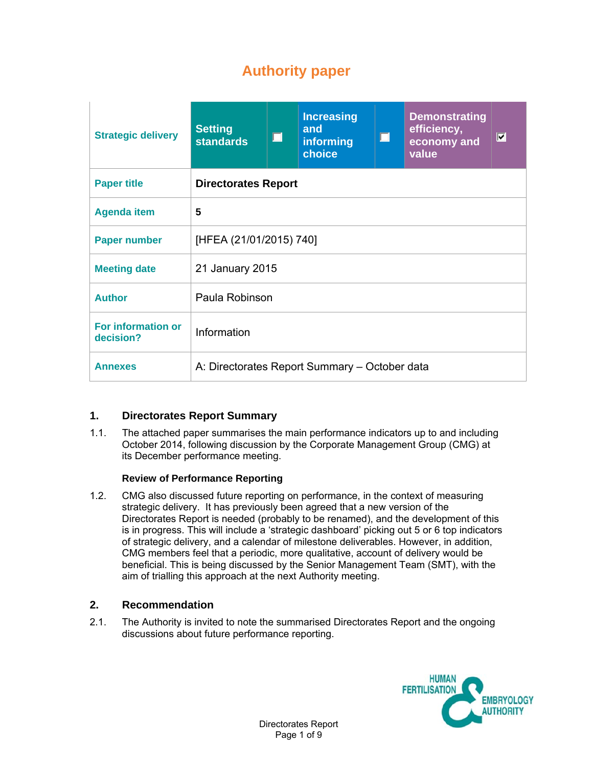# Authority paper

| | | | | | | |
|---|---|---|---|---|---|---|
| **Strategic delivery** | Setting standards | ☐ | Increasing and informing choice | ☐ | Demonstrating efficiency, economy and value | ☑ |
| **Paper title** | **Directorates Report** | | | | | |
| **Agenda item** | **5** | | | | | |
| **Paper number** | [HFEA (21/01/2015) 740] | | | | | |
| **Meeting date** | 21 January 2015 | | | | | |
| **Author** | Paula Robinson | | | | | |
| **For information or decision?** | Information | | | | | |
| **Annexes** | A: Directorates Report Summary – October data | | | | | |

## 1. Directorates Report Summary

1.1. The attached paper summarises the main performance indicators up to and including October 2014, following discussion by the Corporate Management Group (CMG) at its December performance meeting.

**Review of Performance Reporting**

1.2. CMG also discussed future reporting on performance, in the context of measuring strategic delivery. It has previously been agreed that a new version of the Directorates Report is needed (probably to be renamed), and the development of this is in progress. This will include a 'strategic dashboard' picking out 5 or 6 top indicators of strategic delivery, and a calendar of milestone deliverables. However, in addition, CMG members feel that a periodic, more qualitative, account of delivery would be beneficial. This is being discussed by the Senior Management Team (SMT), with the aim of trialling this approach at the next Authority meeting.

## 2. Recommendation

2.1. The Authority is invited to note the summarised Directorates Report and the ongoing discussions about future performance reporting.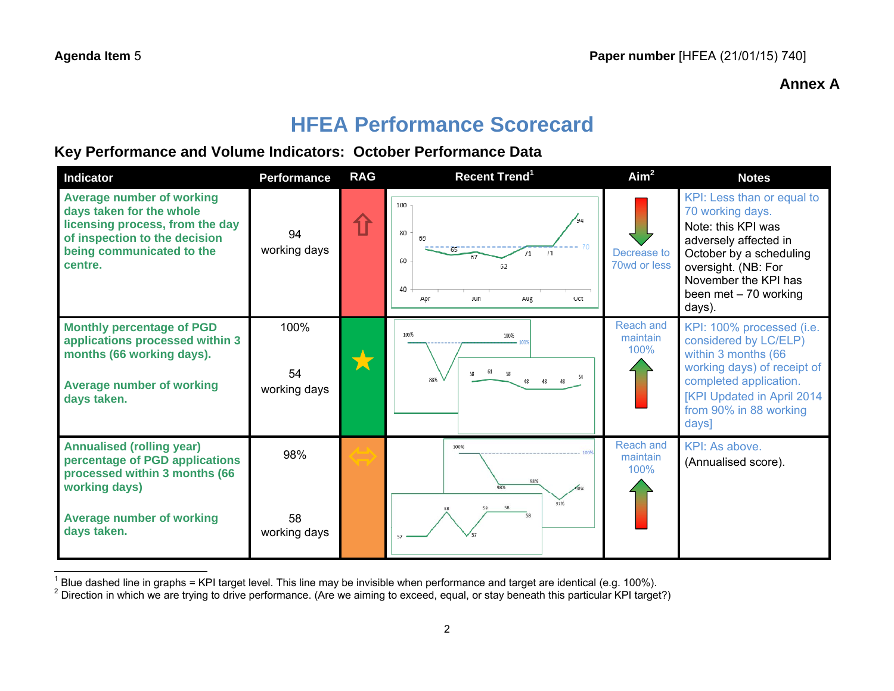**Agenda Item** 5 **Paper number** [HFEA (21/01/15) 740]

**Annex A**

# HFEA Performance Scorecard

## Key Performance and Volume Indicators: October Performance Data

| Indicator | Performance | RAG | Recent Trend[1] | Aim[2] | Notes |
|---|---|---|---|---|---|
| **Average number of working days taken for the whole licensing process, from the day of inspection to the decision being communicated to the centre.** | 94 working days | ⇧ | 100 80 60 40 69 65 67 62 71 71 94 70 Apr Jun Aug Oct | Decrease to 70wd or less | KPI: Less than or equal to 70 working days. Note: this KPI was adversely affected in October by a scheduling oversight. (NB: For November the KPI has been met – 70 working days). |
| **Monthly percentage of PGD applications processed within 3 months (66 working days).** **Average number of working days taken.** | 100% 54 working days | ★ | 100% 88% 100% 100% 58 61 58 48 48 48 54 | Reach and maintain 100% | KPI: 100% processed (i.e. considered by LC/ELP) within 3 months (66 working days) of receipt of completed application. [KPI Updated in April 2014 from 90% in 88 working days] |
| **Annualised (rolling year) percentage of PGD applications processed within 3 months (66 working days)** **Average number of working days taken.** | 98% 58 working days | ⇔ | 100% 100% 98% 98% 98% 97% 57 58 57 58 58 58 | Reach and maintain 100% | KPI: As above. (Annualised score). |

[1] Blue dashed line in graphs = KPI target level. This line may be invisible when performance and target are identical (e.g. 100%).
[2] Direction in which we are trying to drive performance. (Are we aiming to exceed, equal, or stay beneath this particular KPI target?)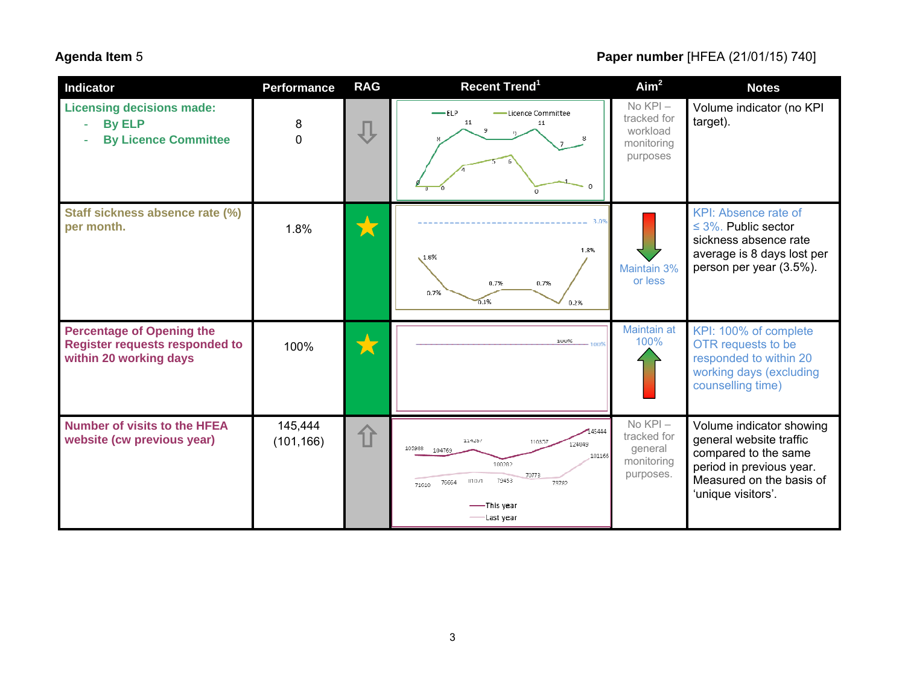**Agenda Item** 5

**Paper number** [HFEA (21/01/15) 740]

| Indicator | Performance | RAG | Recent Trend[1] | Aim[2] | Notes |
|---|---|---|---|---|---|
| **Licensing decisions made:**<br>- **By ELP**<br>- **By Licence Committee** | 8<br>0 | ⇩ | ELP<br>Licence Committee<br>0 8 11 9 9 11 7 8<br>0 0 4 5 6 0 1 0 | No KPI – tracked for workload monitoring purposes | Volume indicator (no KPI target). |
| **Staff sickness absence rate (%) per month.** | 1.8% | ★ | 3.0%<br>1.8% 0.7% 0.1% 0.7% 0.7% 0.2% 1.8% | Maintain 3% or less | KPI: Absence rate of ≤ 3%. Public sector sickness absence rate average is 8 days lost per person per year (3.5%). |
| **Percentage of Opening the Register requests responded to within 20 working days** | 100% | ★ | 100% 100% | Maintain at 100% | KPI: 100% of complete OTR requests to be responded to within 20 working days (excluding counselling time) |
| **Number of visits to the HFEA website (cw previous year)** | 145,444<br>(101,166) | ⇧ | 105988 104769 114257 100282 110357 124849 145444<br>71610 76664 81071 79453 70773 73782 101166<br>This year<br>Last year | No KPI – tracked for general monitoring purposes. | Volume indicator showing general website traffic compared to the same period in previous year. Measured on the basis of 'unique visitors'. |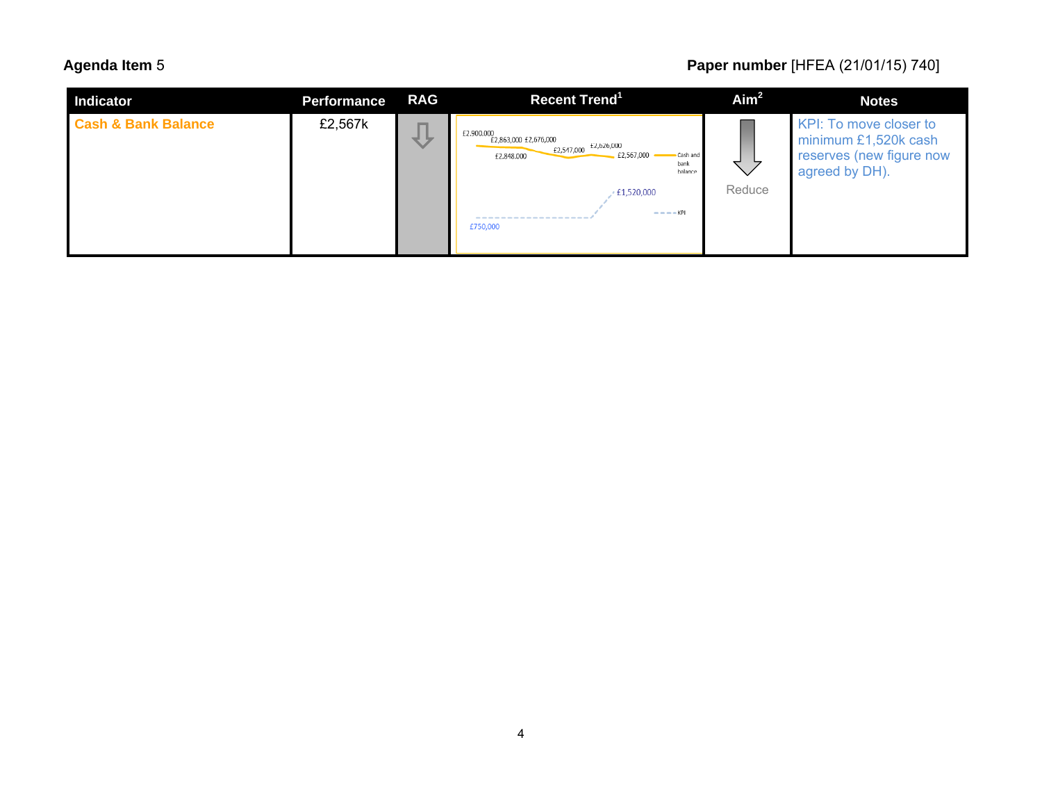**Agenda Item** 5

**Paper number** [HFEA (21/01/15) 740]

| Indicator | Performance | RAG | Recent Trend[1] | Aim[2] | Notes |
|---|---|---|---|---|---|
| **Cash & Bank Balance** | £2,567k | ⇩ | £2,900,000 £2,863,000 £2,676,000 £2,626,000 £2,547,000 £2,848,000 £2,567,000 Cash and bank balance £1,520,000 KPI £750,000 | Reduce | KPI: To move closer to minimum £1,520k cash reserves (new figure now agreed by DH). |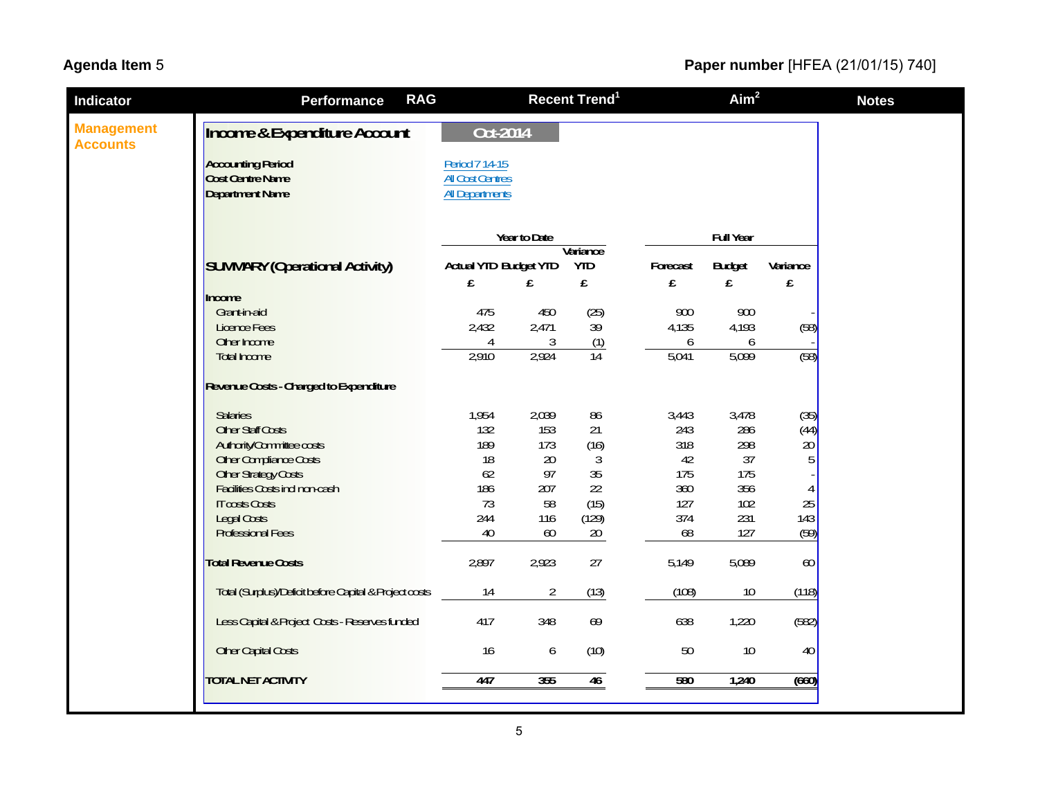**Agenda Item** 5

**Paper number** [HFEA (21/01/15) 740]

| Indicator | Performance | RAG | Recent Trend[1] | Aim[2] | Notes |
|---|---|---|---|---|---|
| **Management Accounts** | | | | | |

## Income & Expenditure Account

**Oct-2014**

| | |
|---|---|
| **Accounting Period** | Period 7 14-15 |
| **Cost Centre Name** | All Cost Centres |
| **Department Name** | All Departments |

| **SUMMARY (Operational Activity)** | Year to Date | | | Full Year | | |
|---|---|---|---|---|---|---|
| | Actual YTD | Budget YTD | Variance YTD | Forecast | Budget | Variance |
| | £ | £ | £ | £ | £ | £ |
| **Income** | | | | | | |
| Grant-in-aid | 475 | 450 | (25) | 900 | 900 | - |
| Licence Fees | 2,432 | 2,471 | 39 | 4,135 | 4,193 | (58) |
| Other Income | 4 | 3 | (1) | 6 | 6 | - |
| Total Income | 2,910 | 2,924 | 14 | 5,041 | 5,099 | (58) |
| **Revenue Costs - Charged to Expenditure** | | | | | | |
| Salaries | 1,954 | 2,039 | 86 | 3,443 | 3,478 | (35) |
| Other Staff Costs | 132 | 153 | 21 | 243 | 286 | (44) |
| Authority/Committee costs | 189 | 173 | (16) | 318 | 298 | 20 |
| Other Compliance Costs | 18 | 20 | 3 | 42 | 37 | 5 |
| Other Strategy Costs | 62 | 97 | 35 | 175 | 175 | - |
| Facilities Costs incl non-cash | 186 | 207 | 22 | 360 | 356 | 4 |
| IT costs Costs | 73 | 58 | (15) | 127 | 102 | 25 |
| Legal Costs | 244 | 116 | (129) | 374 | 231 | 143 |
| Professional Fees | 40 | 60 | 20 | 68 | 127 | (59) |
| **Total Revenue Costs** | 2,897 | 2,923 | 27 | 5,149 | 5,089 | 60 |
| Total (Surplus)/Deficit before Capital & Project costs | 14 | 2 | (13) | (108) | 10 | (118) |
| Less Capital & Project Costs - Reserves funded | 417 | 348 | 69 | 638 | 1,220 | (582) |
| Other Capital Costs | 16 | 6 | (10) | 50 | 10 | 40 |
| **TOTAL NET ACTIVITY** | **447** | **355** | **46** | **580** | **1,240** | **(660)** |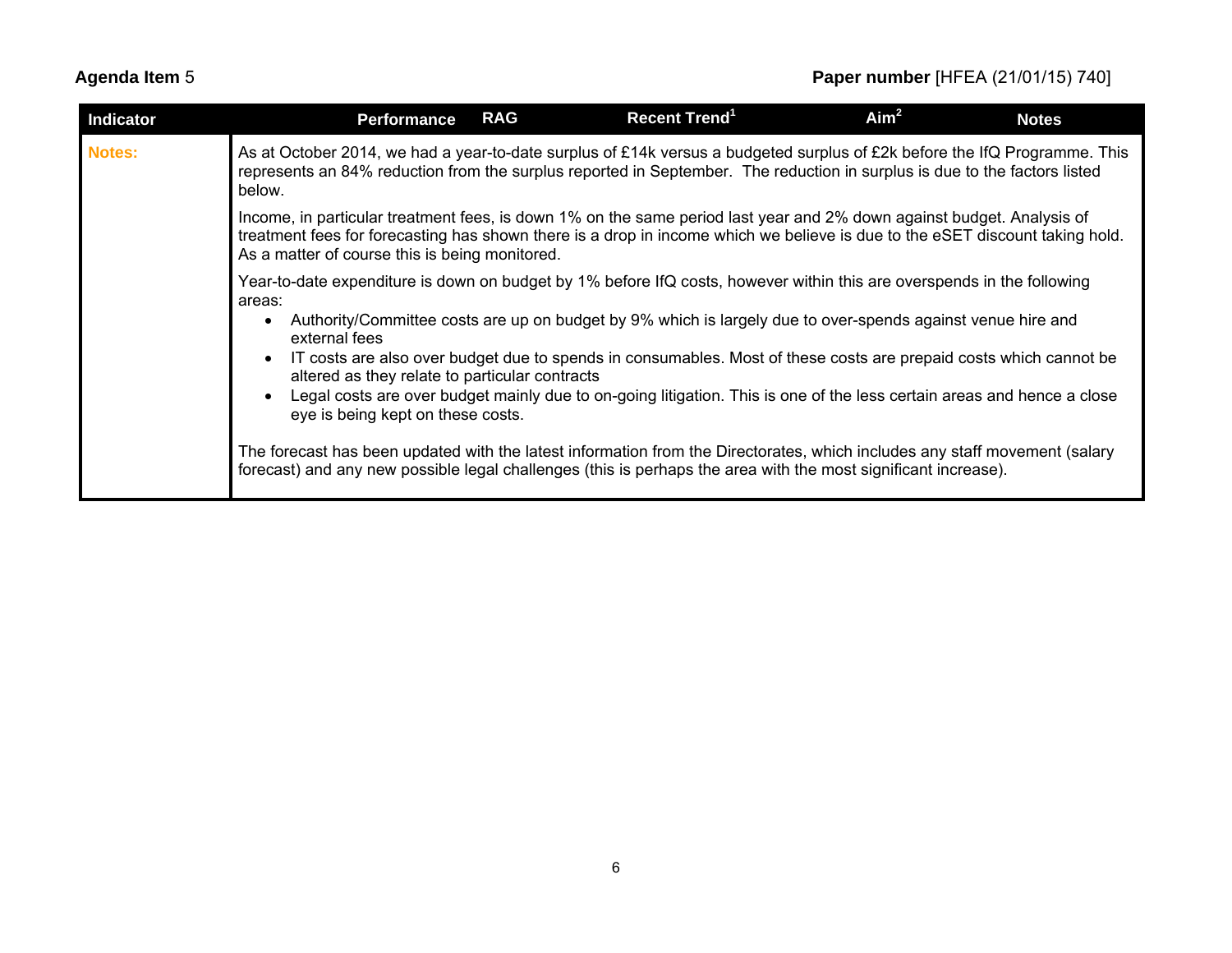**Agenda Item** 5

**Paper number** [HFEA (21/01/15) 740]

| Indicator | Performance | RAG | Recent Trend[1] | Aim[2] | Notes |
|---|---|---|---|---|---|
| **Notes:** | As at October 2014, we had a year-to-date surplus of £14k versus a budgeted surplus of £2k before the IfQ Programme. This represents an 84% reduction from the surplus reported in September. The reduction in surplus is due to the factors listed below.<br><br>Income, in particular treatment fees, is down 1% on the same period last year and 2% down against budget. Analysis of treatment fees for forecasting has shown there is a drop in income which we believe is due to the eSET discount taking hold. As a matter of course this is being monitored.<br><br>Year-to-date expenditure is down on budget by 1% before IfQ costs, however within this are overspends in the following areas:<br>• Authority/Committee costs are up on budget by 9% which is largely due to over-spends against venue hire and external fees<br>• IT costs are also over budget due to spends in consumables. Most of these costs are prepaid costs which cannot be altered as they relate to particular contracts<br>• Legal costs are over budget mainly due to on-going litigation. This is one of the less certain areas and hence a close eye is being kept on these costs.<br><br>The forecast has been updated with the latest information from the Directorates, which includes any staff movement (salary forecast) and any new possible legal challenges (this is perhaps the area with the most significant increase). | | | | |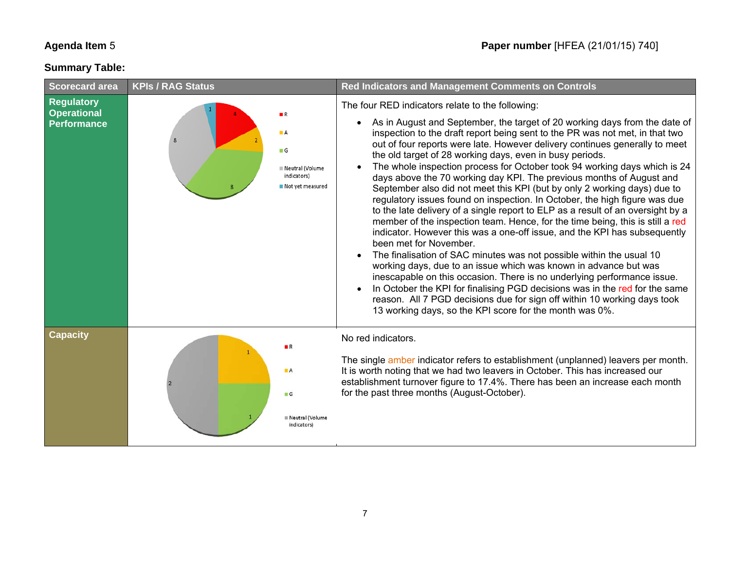**Agenda Item** 5

**Paper number** [HFEA (21/01/15) 740]

**Summary Table:**

| Scorecard area | KPIs / RAG Status | Red Indicators and Management Comments on Controls |
|---|---|---|
| **Regulatory Operational Performance** | R: 4; A: 2; G: 8; Neutral (Volume indicators): 8; Not yet measured: 1 | The four RED indicators relate to the following:<br>• As in August and September, the target of 20 working days from the date of inspection to the draft report being sent to the PR was not met, in that two out of four reports were late. However delivery continues generally to meet the old target of 28 working days, even in busy periods.<br>• The whole inspection process for October took 94 working days which is 24 days above the 70 working day KPI. The previous months of August and September also did not meet this KPI (but by only 2 working days) due to regulatory issues found on inspection. In October, the high figure was due to the late delivery of a single report to ELP as a result of an oversight by a member of the inspection team. Hence, for the time being, this is still a red indicator. However this was a one-off issue, and the KPI has subsequently been met for November.<br>• The finalisation of SAC minutes was not possible within the usual 10 working days, due to an issue which was known in advance but was inescapable on this occasion. There is no underlying performance issue.<br>• In October the KPI for finalising PGD decisions was in the red for the same reason. All 7 PGD decisions due for sign off within 10 working days took 13 working days, so the KPI score for the month was 0%. |
| **Capacity** | R: 0; A: 1; G: 1; Neutral (Volume indicators): 2 | No red indicators.<br><br>The single amber indicator refers to establishment (unplanned) leavers per month. It is worth noting that we had two leavers in October. This has increased our establishment turnover figure to 17.4%. There has been an increase each month for the past three months (August-October). |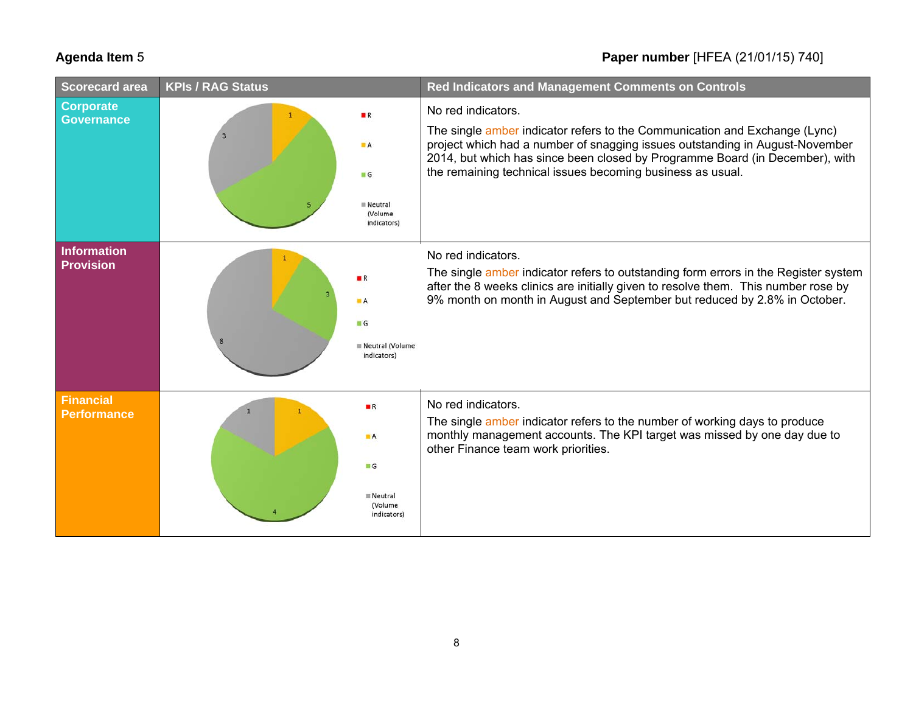**Agenda Item** 5 **Paper number** [HFEA (21/01/15) 740]

| Scorecard area | KPIs / RAG Status | Red Indicators and Management Comments on Controls |
|---|---|---|
| **Corporate Governance** | 1 5 3 R A G Neutral (Volume indicators) | No red indicators. The single amber indicator refers to the Communication and Exchange (Lync) project which had a number of snagging issues outstanding in August-November 2014, but which has since been closed by Programme Board (in December), with the remaining technical issues becoming business as usual. |
| **Information Provision** | 1 3 8 R A G Neutral (Volume indicators) | No red indicators. The single amber indicator refers to outstanding form errors in the Register system after the 8 weeks clinics are initially given to resolve them. This number rose by 9% month on month in August and September but reduced by 2.8% in October. |
| **Financial Performance** | 1 1 4 R A G Neutral (Volume indicators) | No red indicators. The single amber indicator refers to the number of working days to produce monthly management accounts. The KPI target was missed by one day due to other Finance team work priorities. |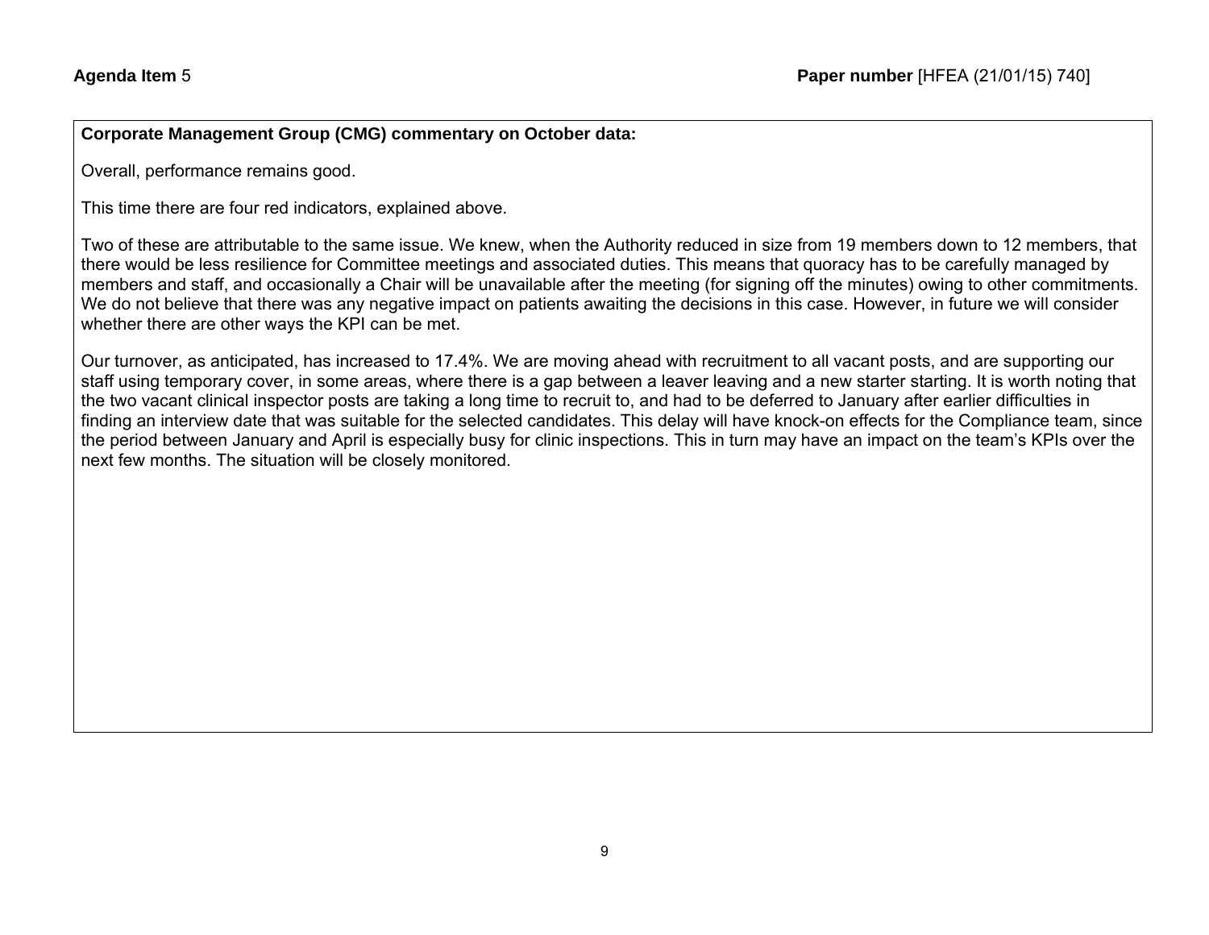**Agenda Item** 5 **Paper number** [HFEA (21/01/15) 740]

**Corporate Management Group (CMG) commentary on October data:**

Overall, performance remains good.

This time there are four red indicators, explained above.

Two of these are attributable to the same issue. We knew, when the Authority reduced in size from 19 members down to 12 members, that there would be less resilience for Committee meetings and associated duties. This means that quoracy has to be carefully managed by members and staff, and occasionally a Chair will be unavailable after the meeting (for signing off the minutes) owing to other commitments. We do not believe that there was any negative impact on patients awaiting the decisions in this case. However, in future we will consider whether there are other ways the KPI can be met.

Our turnover, as anticipated, has increased to 17.4%. We are moving ahead with recruitment to all vacant posts, and are supporting our staff using temporary cover, in some areas, where there is a gap between a leaver leaving and a new starter starting. It is worth noting that the two vacant clinical inspector posts are taking a long time to recruit to, and had to be deferred to January after earlier difficulties in finding an interview date that was suitable for the selected candidates. This delay will have knock-on effects for the Compliance team, since the period between January and April is especially busy for clinic inspections. This in turn may have an impact on the team's KPIs over the next few months. The situation will be closely monitored.